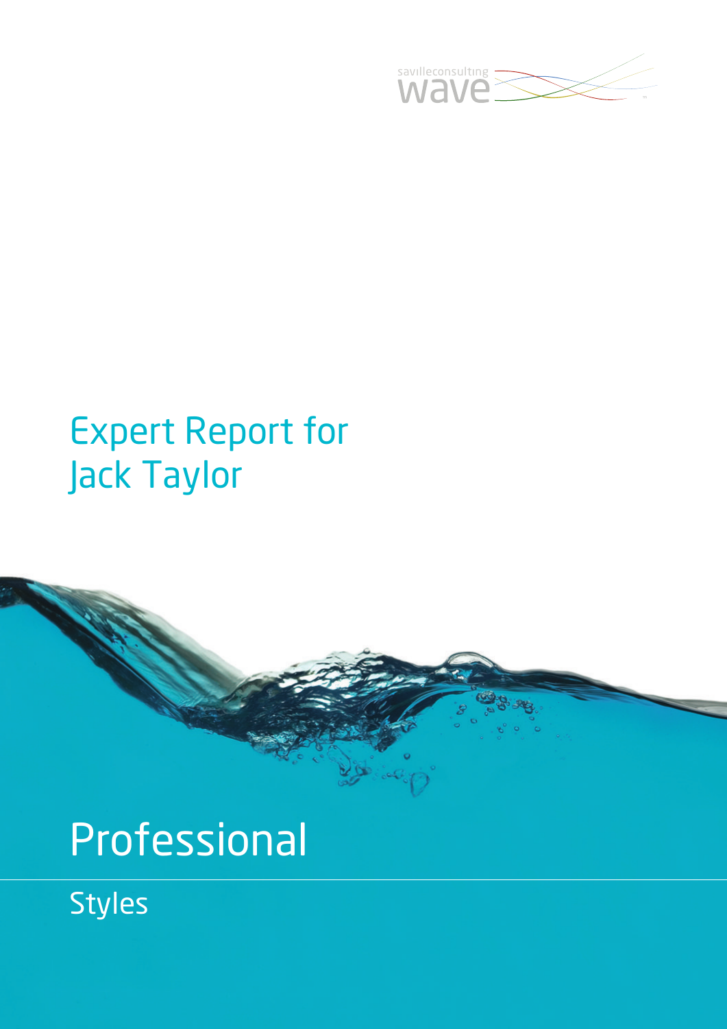savilleconsulting wave

# Expert Report for Jack Taylor

# Professional

## Styles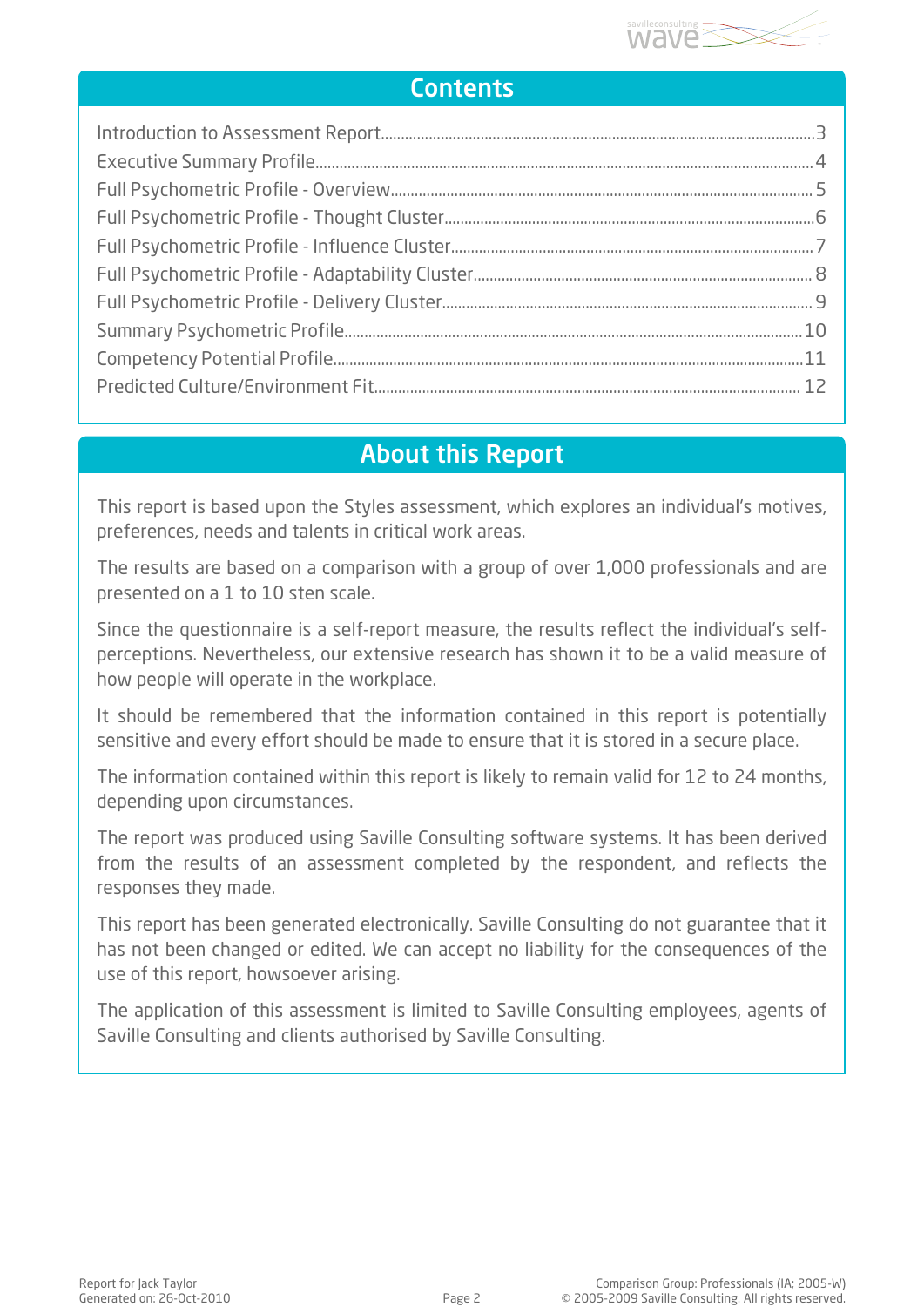## Contents

| | |
|---|---|
| Introduction to Assessment Report | 3 |
| Executive Summary Profile | 4 |
| Full Psychometric Profile - Overview | 5 |
| Full Psychometric Profile - Thought Cluster | 6 |
| Full Psychometric Profile - Influence Cluster | 7 |
| Full Psychometric Profile - Adaptability Cluster | 8 |
| Full Psychometric Profile - Delivery Cluster | 9 |
| Summary Psychometric Profile | 10 |
| Competency Potential Profile | 11 |
| Predicted Culture/Environment Fit | 12 |

## About this Report

This report is based upon the Styles assessment, which explores an individual's motives, preferences, needs and talents in critical work areas.

The results are based on a comparison with a group of over 1,000 professionals and are presented on a 1 to 10 sten scale.

Since the questionnaire is a self-report measure, the results reflect the individual's self-perceptions. Nevertheless, our extensive research has shown it to be a valid measure of how people will operate in the workplace.

It should be remembered that the information contained in this report is potentially sensitive and every effort should be made to ensure that it is stored in a secure place.

The information contained within this report is likely to remain valid for 12 to 24 months, depending upon circumstances.

The report was produced using Saville Consulting software systems. It has been derived from the results of an assessment completed by the respondent, and reflects the responses they made.

This report has been generated electronically. Saville Consulting do not guarantee that it has not been changed or edited. We can accept no liability for the consequences of the use of this report, howsoever arising.

The application of this assessment is limited to Saville Consulting employees, agents of Saville Consulting and clients authorised by Saville Consulting.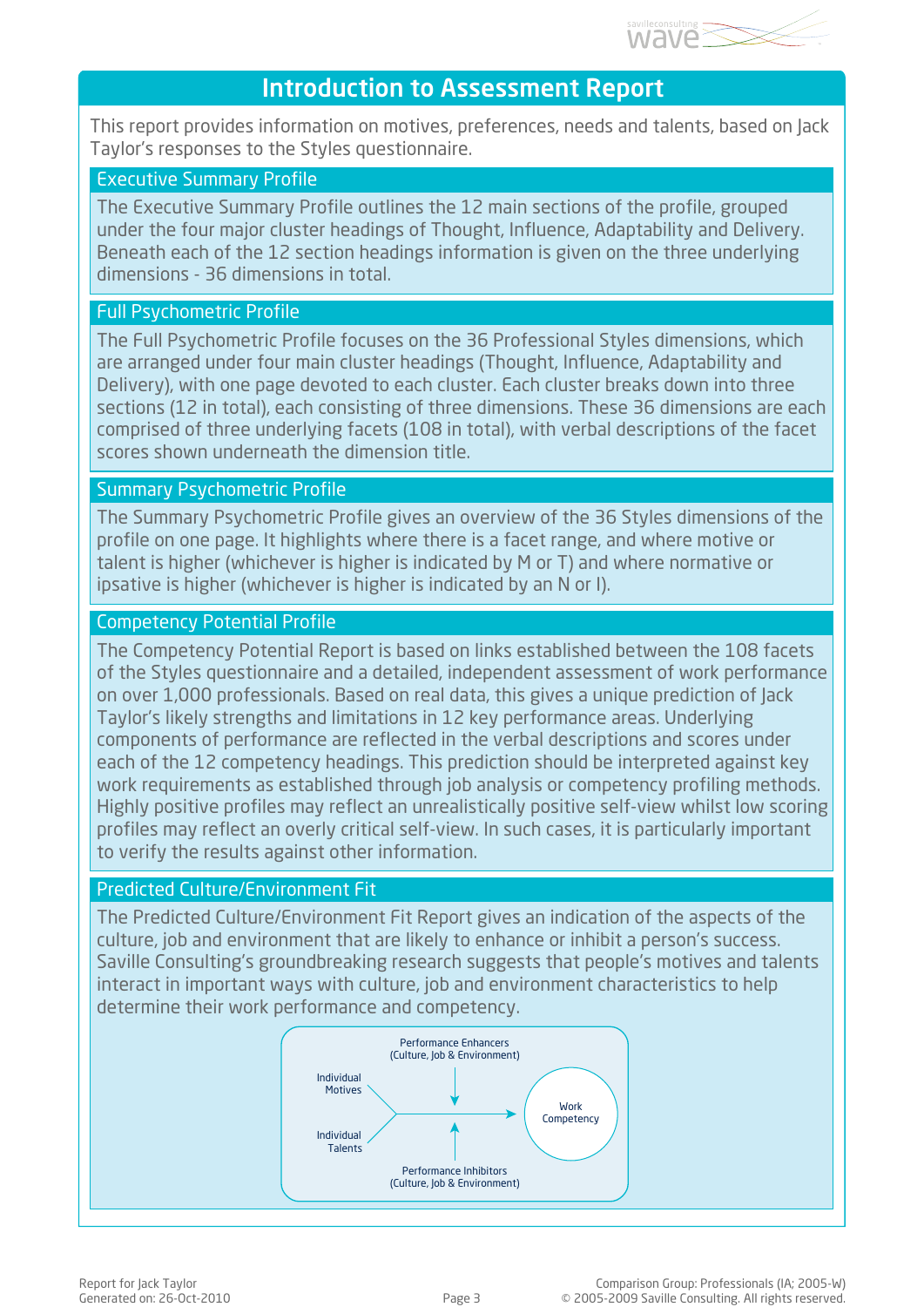# Introduction to Assessment Report

This report provides information on motives, preferences, needs and talents, based on Jack Taylor's responses to the Styles questionnaire.

## Executive Summary Profile

The Executive Summary Profile outlines the 12 main sections of the profile, grouped under the four major cluster headings of Thought, Influence, Adaptability and Delivery. Beneath each of the 12 section headings information is given on the three underlying dimensions - 36 dimensions in total.

## Full Psychometric Profile

The Full Psychometric Profile focuses on the 36 Professional Styles dimensions, which are arranged under four main cluster headings (Thought, Influence, Adaptability and Delivery), with one page devoted to each cluster. Each cluster breaks down into three sections (12 in total), each consisting of three dimensions. These 36 dimensions are each comprised of three underlying facets (108 in total), with verbal descriptions of the facet scores shown underneath the dimension title.

## Summary Psychometric Profile

The Summary Psychometric Profile gives an overview of the 36 Styles dimensions of the profile on one page. It highlights where there is a facet range, and where motive or talent is higher (whichever is higher is indicated by M or T) and where normative or ipsative is higher (whichever is higher is indicated by an N or I).

## Competency Potential Profile

The Competency Potential Report is based on links established between the 108 facets of the Styles questionnaire and a detailed, independent assessment of work performance on over 1,000 professionals. Based on real data, this gives a unique prediction of Jack Taylor's likely strengths and limitations in 12 key performance areas. Underlying components of performance are reflected in the verbal descriptions and scores under each of the 12 competency headings. This prediction should be interpreted against key work requirements as established through job analysis or competency profiling methods. Highly positive profiles may reflect an unrealistically positive self-view whilst low scoring profiles may reflect an overly critical self-view. In such cases, it is particularly important to verify the results against other information.

## Predicted Culture/Environment Fit

The Predicted Culture/Environment Fit Report gives an indication of the aspects of the culture, job and environment that are likely to enhance or inhibit a person's success. Saville Consulting's groundbreaking research suggests that people's motives and talents interact in important ways with culture, job and environment characteristics to help determine their work performance and competency.

Performance Enhancers (Culture, Job & Environment)

Individual Motives

Individual Talents

Work Competency

Performance Inhibitors (Culture, Job & Environment)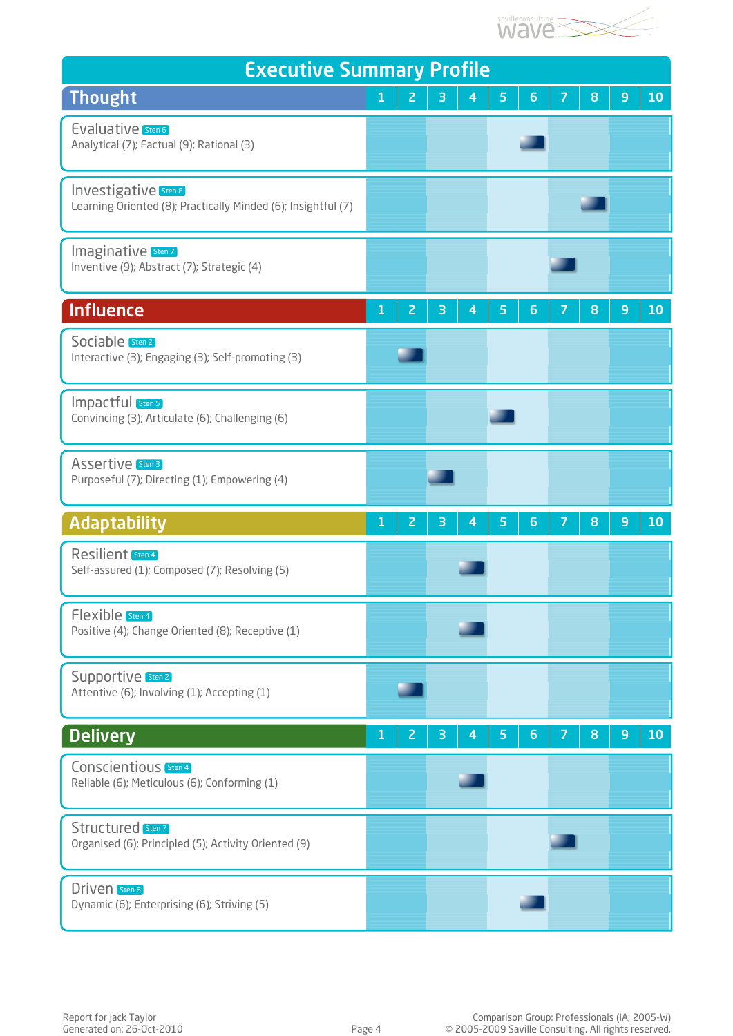# Executive Summary Profile

## Thought

| | 1 | 2 | 3 | 4 | 5 | 6 | 7 | 8 | 9 | 10 |
|---|---|---|---|---|---|---|---|---|---|---|
| **Evaluative** Sten 6<br>Analytical (7); Factual (9); Rational (3) | | | | | | ■ | | | | |
| **Investigative** Sten 8<br>Learning Oriented (8); Practically Minded (6); Insightful (7) | | | | | | | | ■ | | |
| **Imaginative** Sten 7<br>Inventive (9); Abstract (7); Strategic (4) | | | | | | | ■ | | | |

## Influence

| | 1 | 2 | 3 | 4 | 5 | 6 | 7 | 8 | 9 | 10 |
|---|---|---|---|---|---|---|---|---|---|---|
| **Sociable** Sten 2<br>Interactive (3); Engaging (3); Self-promoting (3) | | ■ | | | | | | | | |
| **Impactful** Sten 5<br>Convincing (3); Articulate (6); Challenging (6) | | | | | ■ | | | | | |
| **Assertive** Sten 3<br>Purposeful (7); Directing (1); Empowering (4) | | | ■ | | | | | | | |

## Adaptability

| | 1 | 2 | 3 | 4 | 5 | 6 | 7 | 8 | 9 | 10 |
|---|---|---|---|---|---|---|---|---|---|---|
| **Resilient** Sten 4<br>Self-assured (1); Composed (7); Resolving (5) | | | | ■ | | | | | | |
| **Flexible** Sten 4<br>Positive (4); Change Oriented (8); Receptive (1) | | | | ■ | | | | | | |
| **Supportive** Sten 2<br>Attentive (6); Involving (1); Accepting (1) | | ■ | | | | | | | | |

## Delivery

| | 1 | 2 | 3 | 4 | 5 | 6 | 7 | 8 | 9 | 10 |
|---|---|---|---|---|---|---|---|---|---|---|
| **Conscientious** Sten 4<br>Reliable (6); Meticulous (6); Conforming (1) | | | | ■ | | | | | | |
| **Structured** Sten 7<br>Organised (6); Principled (5); Activity Oriented (9) | | | | | | | ■ | | | |
| **Driven** Sten 6<br>Dynamic (6); Enterprising (6); Striving (5) | | | | | | ■ | | | | |

Report for Jack Taylor
Generated on: 26-Oct-2010

Comparison Group: Professionals (IA; 2005-W)
© 2005-2009 Saville Consulting. All rights reserved.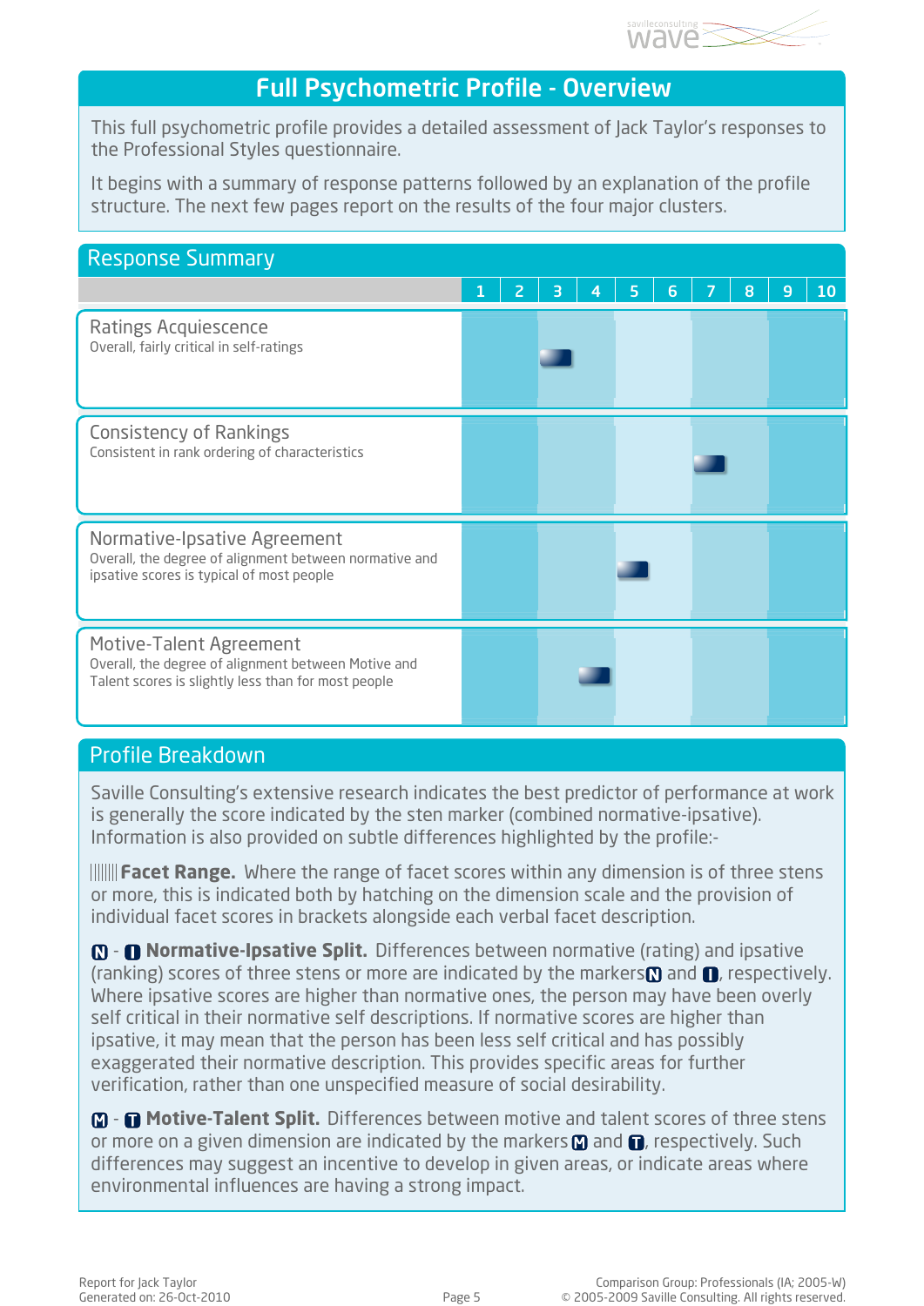# Full Psychometric Profile - Overview

This full psychometric profile provides a detailed assessment of Jack Taylor's responses to the Professional Styles questionnaire.

It begins with a summary of response patterns followed by an explanation of the profile structure. The next few pages report on the results of the four major clusters.

## Response Summary

| | 1 | 2 | 3 | 4 | 5 | 6 | 7 | 8 | 9 | 10 |
|---|---|---|---|---|---|---|---|---|---|---|
| **Ratings Acquiescence**<br>Overall, fairly critical in self-ratings | | | ■ | | | | | | | |
| **Consistency of Rankings**<br>Consistent in rank ordering of characteristics | | | | | | | ■ | | | |
| **Normative-Ipsative Agreement**<br>Overall, the degree of alignment between normative and ipsative scores is typical of most people | | | | | ■ | | | | | |
| **Motive-Talent Agreement**<br>Overall, the degree of alignment between Motive and Talent scores is slightly less than for most people | | | | ■ | | | | | | |

## Profile Breakdown

Saville Consulting's extensive research indicates the best predictor of performance at work is generally the score indicated by the sten marker (combined normative-ipsative). Information is also provided on subtle differences highlighted by the profile:-

||||||| **Facet Range.** Where the range of facet scores within any dimension is of three stens or more, this is indicated both by hatching on the dimension scale and the provision of individual facet scores in brackets alongside each verbal facet description.

**N** - **I** **Normative-Ipsative Split.** Differences between normative (rating) and ipsative (ranking) scores of three stens or more are indicated by the markers **N** and **I**, respectively. Where ipsative scores are higher than normative ones, the person may have been overly self critical in their normative self descriptions. If normative scores are higher than ipsative, it may mean that the person has been less self critical and has possibly exaggerated their normative description. This provides specific areas for further verification, rather than one unspecified measure of social desirability.

**M** - **T** **Motive-Talent Split.** Differences between motive and talent scores of three stens or more on a given dimension are indicated by the markers **M** and **T**, respectively. Such differences may suggest an incentive to develop in given areas, or indicate areas where environmental influences are having a strong impact.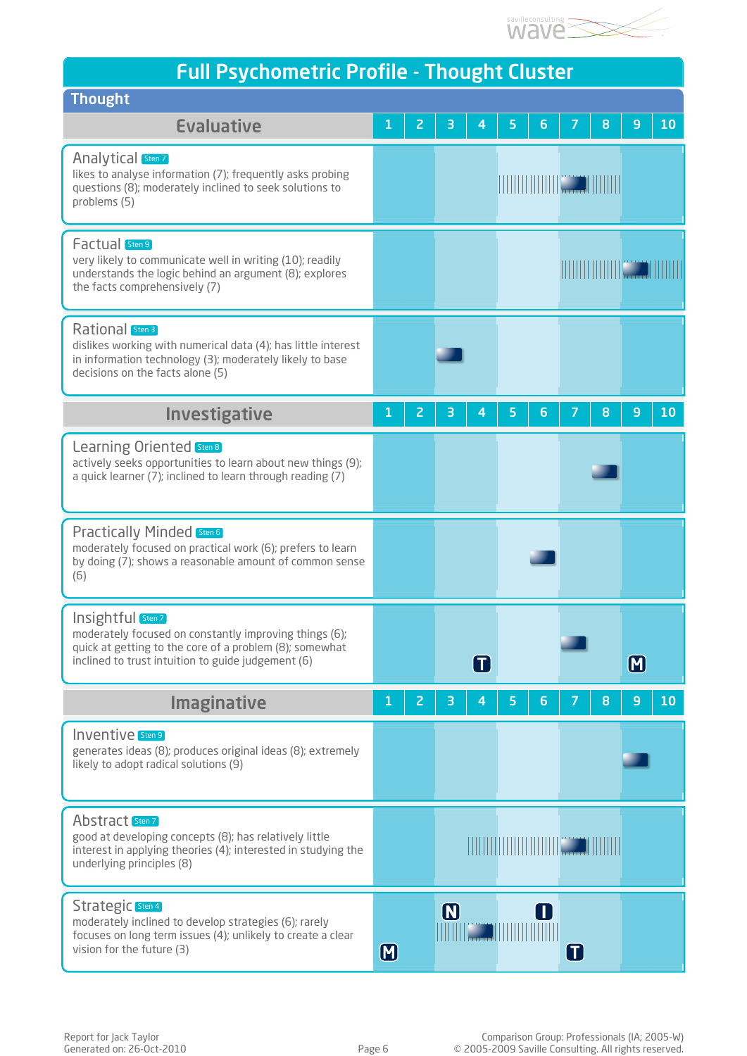# Full Psychometric Profile - Thought Cluster

## Thought

### Evaluative

**Analytical** Sten 7
likes to analyse information (7); frequently asks probing questions (8); moderately inclined to seek solutions to problems (5)

**Factual** Sten 9
very likely to communicate well in writing (10); readily understands the logic behind an argument (8); explores the facts comprehensively (7)

**Rational** Sten 3
dislikes working with numerical data (4); has little interest in information technology (3); moderately likely to base decisions on the facts alone (5)

### Investigative

**Learning Oriented** Sten 8
actively seeks opportunities to learn about new things (9); a quick learner (7); inclined to learn through reading (7)

**Practically Minded** Sten 6
moderately focused on practical work (6); prefers to learn by doing (7); shows a reasonable amount of common sense (6)

**Insightful** Sten 7
moderately focused on constantly improving things (6); quick at getting to the core of a problem (8); somewhat inclined to trust intuition to guide judgement (6)

T: 4; M: 9

### Imaginative

**Inventive** Sten 9
generates ideas (8); produces original ideas (8); extremely likely to adopt radical solutions (9)

**Abstract** Sten 7
good at developing concepts (8); has relatively little interest in applying theories (4); interested in studying the underlying principles (8)

**Strategic** Sten 4
moderately inclined to develop strategies (6); rarely focuses on long term issues (4); unlikely to create a clear vision for the future (3)

N: 3; I: 6; M: 1; T: 7

Report for Jack Taylor
Generated on: 26-Oct-2010

Comparison Group: Professionals (IA; 2005-W)
© 2005-2009 Saville Consulting. All rights reserved.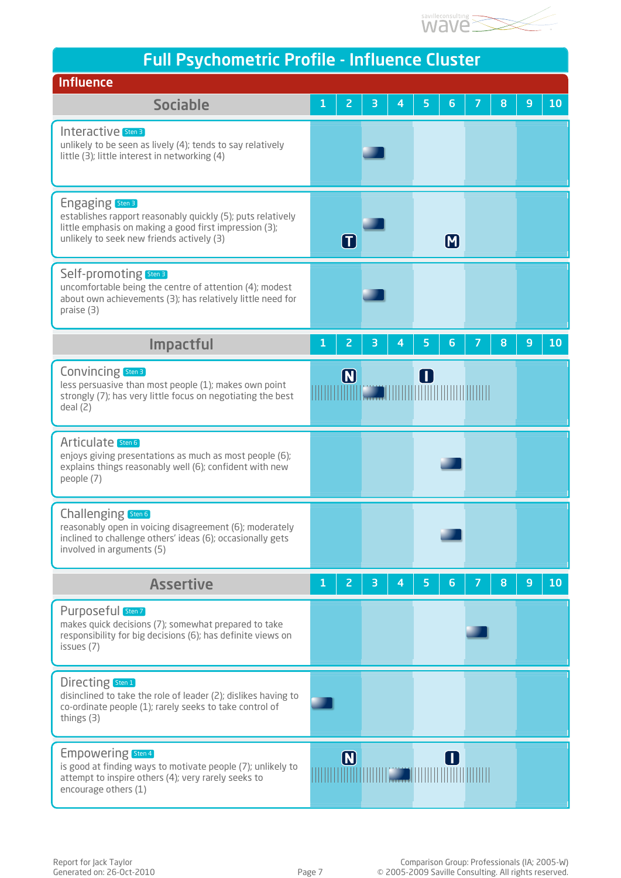# Full Psychometric Profile - Influence Cluster

## Influence

### Sociable

| | 1 | 2 | 3 | 4 | 5 | 6 | 7 | 8 | 9 | 10 |
|---|---|---|---|---|---|---|---|---|---|---|
| **Interactive** Sten 3<br>unlikely to be seen as lively (4); tends to say relatively little (3); little interest in networking (4) | | | ■ | | | | | | | |
| **Engaging** Sten 3<br>establishes rapport reasonably quickly (5); puts relatively little emphasis on making a good first impression (3); unlikely to seek new friends actively (3) | | T | ■ | | | M | | | | |
| **Self-promoting** Sten 3<br>uncomfortable being the centre of attention (4); modest about own achievements (3); has relatively little need for praise (3) | | | ■ | | | | | | | |

### Impactful

| | 1 | 2 | 3 | 4 | 5 | 6 | 7 | 8 | 9 | 10 |
|---|---|---|---|---|---|---|---|---|---|---|
| **Convincing** Sten 3<br>less persuasive than most people (1); makes own point strongly (7); has very little focus on negotiating the best deal (2) | | N | ■ | | I | | | | | |
| **Articulate** Sten 6<br>enjoys giving presentations as much as most people (6); explains things reasonably well (6); confident with new people (7) | | | | | | ■ | | | | |
| **Challenging** Sten 6<br>reasonably open in voicing disagreement (6); moderately inclined to challenge others' ideas (6); occasionally gets involved in arguments (5) | | | | | | ■ | | | | |

### Assertive

| | 1 | 2 | 3 | 4 | 5 | 6 | 7 | 8 | 9 | 10 |
|---|---|---|---|---|---|---|---|---|---|---|
| **Purposeful** Sten 7<br>makes quick decisions (7); somewhat prepared to take responsibility for big decisions (6); has definite views on issues (7) | | | | | | | ■ | | | |
| **Directing** Sten 1<br>disinclined to take the role of leader (2); dislikes having to co-ordinate people (1); rarely seeks to take control of things (3) | ■ | | | | | | | | | |
| **Empowering** Sten 4<br>is good at finding ways to motivate people (7); unlikely to attempt to inspire others (4); very rarely seeks to encourage others (1) | | N | | ■ | | I | | | | |

Report for Jack Taylor
Generated on: 26-Oct-2010

Comparison Group: Professionals (IA; 2005-W)
© 2005-2009 Saville Consulting. All rights reserved.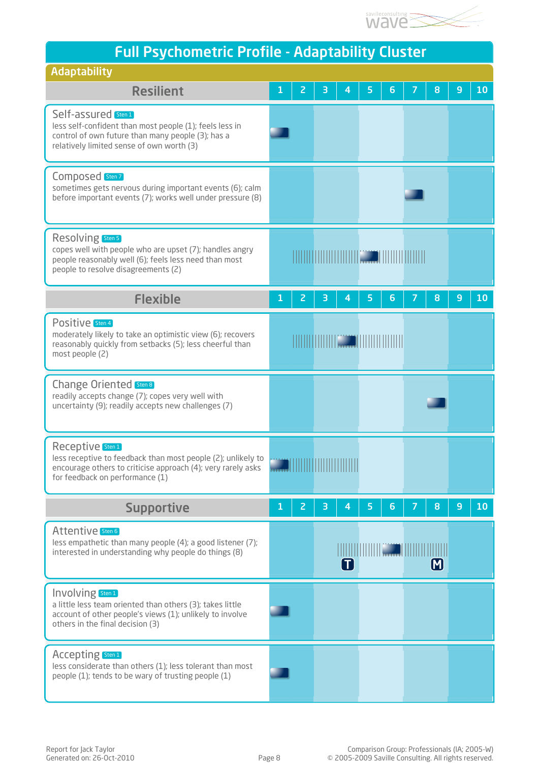# Full Psychometric Profile - Adaptability Cluster

## Adaptability

### Resilient

| Resilient | 1 | 2 | 3 | 4 | 5 | 6 | 7 | 8 | 9 | 10 |
|---|---|---|---|---|---|---|---|---|---|---|
| **Self-assured** Sten 1<br>less self-confident than most people (1); feels less in control of own future than many people (3); has a relatively limited sense of own worth (3) | ■ | | | | | | | | | |
| **Composed** Sten 7<br>sometimes gets nervous during important events (6); calm before important events (7); works well under pressure (8) | | | | | | | ■ | | | |
| **Resolving** Sten 5<br>copes well with people who are upset (7); handles angry people reasonably well (6); feels less need than most people to resolve disagreements (2) | | | | | ■ | | | | | |

### Flexible

| Flexible | 1 | 2 | 3 | 4 | 5 | 6 | 7 | 8 | 9 | 10 |
|---|---|---|---|---|---|---|---|---|---|---|
| **Positive** Sten 4<br>moderately likely to take an optimistic view (6); recovers reasonably quickly from setbacks (5); less cheerful than most people (2) | | | | ■ | | | | | | |
| **Change Oriented** Sten 8<br>readily accepts change (7); copes very well with uncertainty (9); readily accepts new challenges (7) | | | | | | | | ■ | | |
| **Receptive** Sten 1<br>less receptive to feedback than most people (2); unlikely to encourage others to criticise approach (4); very rarely asks for feedback on performance (1) | ■ | | | | | | | | | |

### Supportive

| Supportive | 1 | 2 | 3 | 4 | 5 | 6 | 7 | 8 | 9 | 10 |
|---|---|---|---|---|---|---|---|---|---|---|
| **Attentive** Sten 6<br>less empathetic than many people (4); a good listener (7); interested in understanding why people do things (8) | | | | T | | ■ | | M | | |
| **Involving** Sten 1<br>a little less team oriented than others (3); takes little account of other people's views (1); unlikely to involve others in the final decision (3) | ■ | | | | | | | | | |
| **Accepting** Sten 1<br>less considerate than others (1); less tolerant than most people (1); tends to be wary of trusting people (1) | ■ | | | | | | | | | |

Report for Jack Taylor
Generated on: 26-Oct-2010

Comparison Group: Professionals (IA; 2005-W)
© 2005-2009 Saville Consulting. All rights reserved.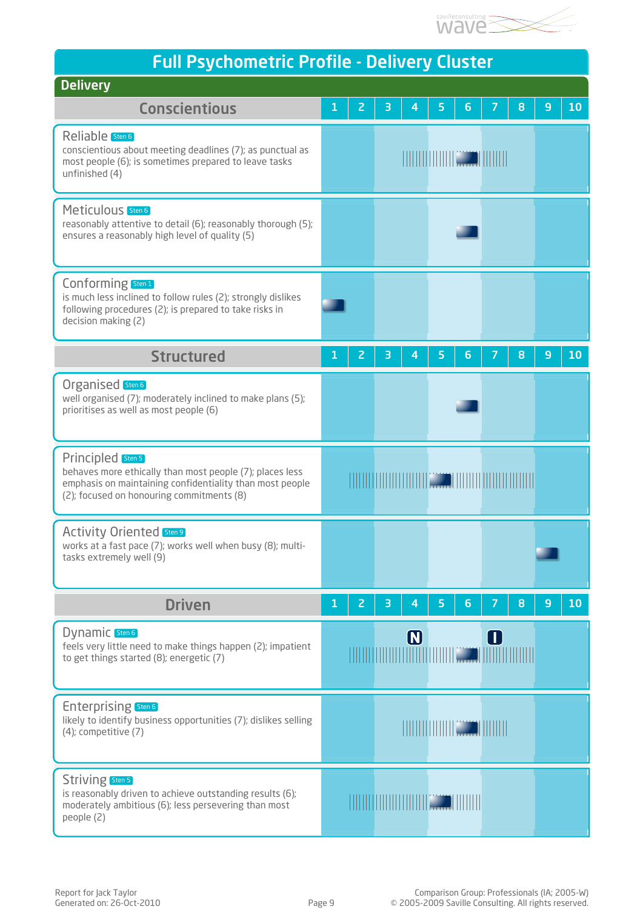# Full Psychometric Profile - Delivery Cluster

## Delivery

### Conscientious

**Reliable** Sten 6
conscientious about meeting deadlines (7); as punctual as most people (6); is sometimes prepared to leave tasks unfinished (4)

**Meticulous** Sten 6
reasonably attentive to detail (6); reasonably thorough (5); ensures a reasonably high level of quality (5)

**Conforming** Sten 1
is much less inclined to follow rules (2); strongly dislikes following procedures (2); is prepared to take risks in decision making (2)

### Structured

**Organised** Sten 6
well organised (7); moderately inclined to make plans (5); prioritises as well as most people (6)

**Principled** Sten 5
behaves more ethically than most people (7); places less emphasis on maintaining confidentiality than most people (2); focused on honouring commitments (8)

**Activity Oriented** Sten 9
works at a fast pace (7); works well when busy (8); multi-tasks extremely well (9)

### Driven

**Dynamic** Sten 6
feels very little need to make things happen (2); impatient to get things started (8); energetic (7)

N: 4, I: 7

**Enterprising** Sten 6
likely to identify business opportunities (7); dislikes selling (4); competitive (7)

**Striving** Sten 5
is reasonably driven to achieve outstanding results (6); moderately ambitious (6); less persevering than most people (2)

Report for Jack Taylor
Generated on: 26-Oct-2010

Comparison Group: Professionals (IA; 2005-W)
© 2005-2009 Saville Consulting. All rights reserved.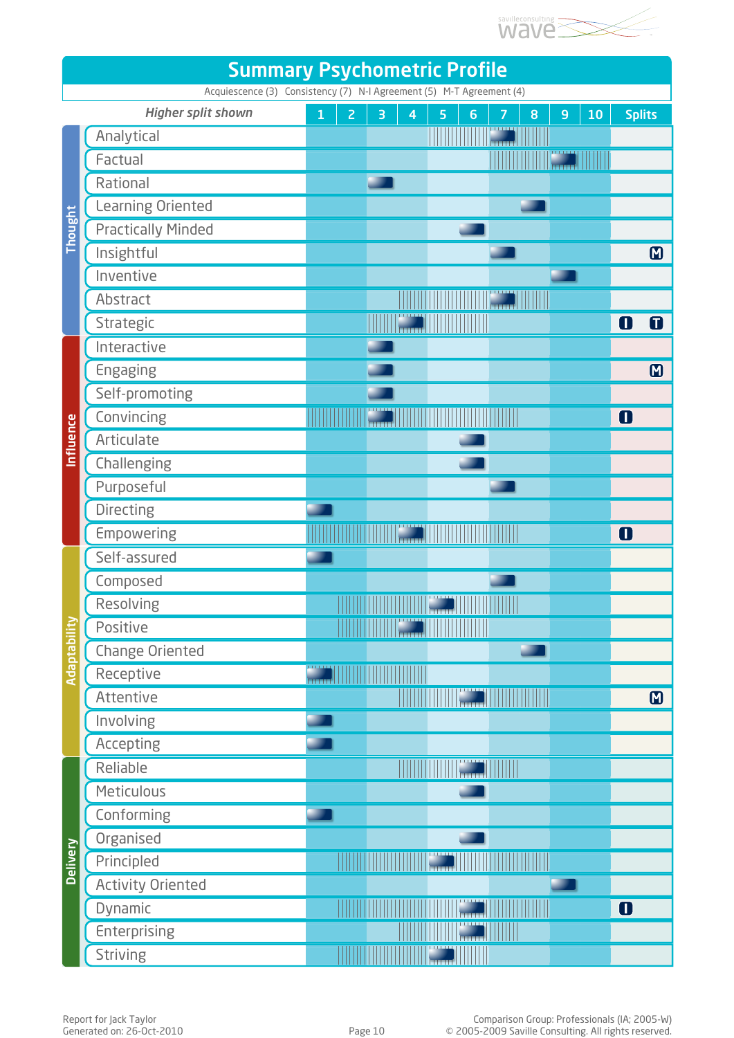# Summary Psychometric Profile

Acquiescence (3) Consistency (7) N-I Agreement (5) M-T Agreement (4)

| Cluster | *Higher split shown* | Score (1–10) | Splits |
|---|---|---|---|
| Thought | Analytical | 7 | |
| | Factual | 9 | |
| | Rational | 3 | |
| | Learning Oriented | 8 | |
| | Practically Minded | 6 | |
| | Insightful | 7 | M |
| | Inventive | 9 | |
| | Abstract | 7 | |
| | Strategic | 4 | I T |
| Influence | Interactive | 3 | |
| | Engaging | 3 | M |
| | Self-promoting | 3 | |
| | Convincing | 3 | I |
| | Articulate | 6 | |
| | Challenging | 6 | |
| | Purposeful | 7 | |
| | Directing | 1 | |
| | Empowering | 4 | I |
| Adaptability | Self-assured | 1 | |
| | Composed | 7 | |
| | Resolving | 5 | |
| | Positive | 4 | |
| | Change Oriented | 8 | |
| | Receptive | 1 | |
| | Attentive | 6 | M |
| | Involving | 1 | |
| | Accepting | 1 | |
| Delivery | Reliable | 6 | |
| | Meticulous | 6 | |
| | Conforming | 1 | |
| | Organised | 6 | |
| | Principled | 5 | |
| | Activity Oriented | 9 | |
| | Dynamic | 6 | I |
| | Enterprising | 6 | |
| | Striving | 5 | |

Report for Jack Taylor
Generated on: 26-Oct-2010

Comparison Group: Professionals (IA; 2005-W)
© 2005-2009 Saville Consulting. All rights reserved.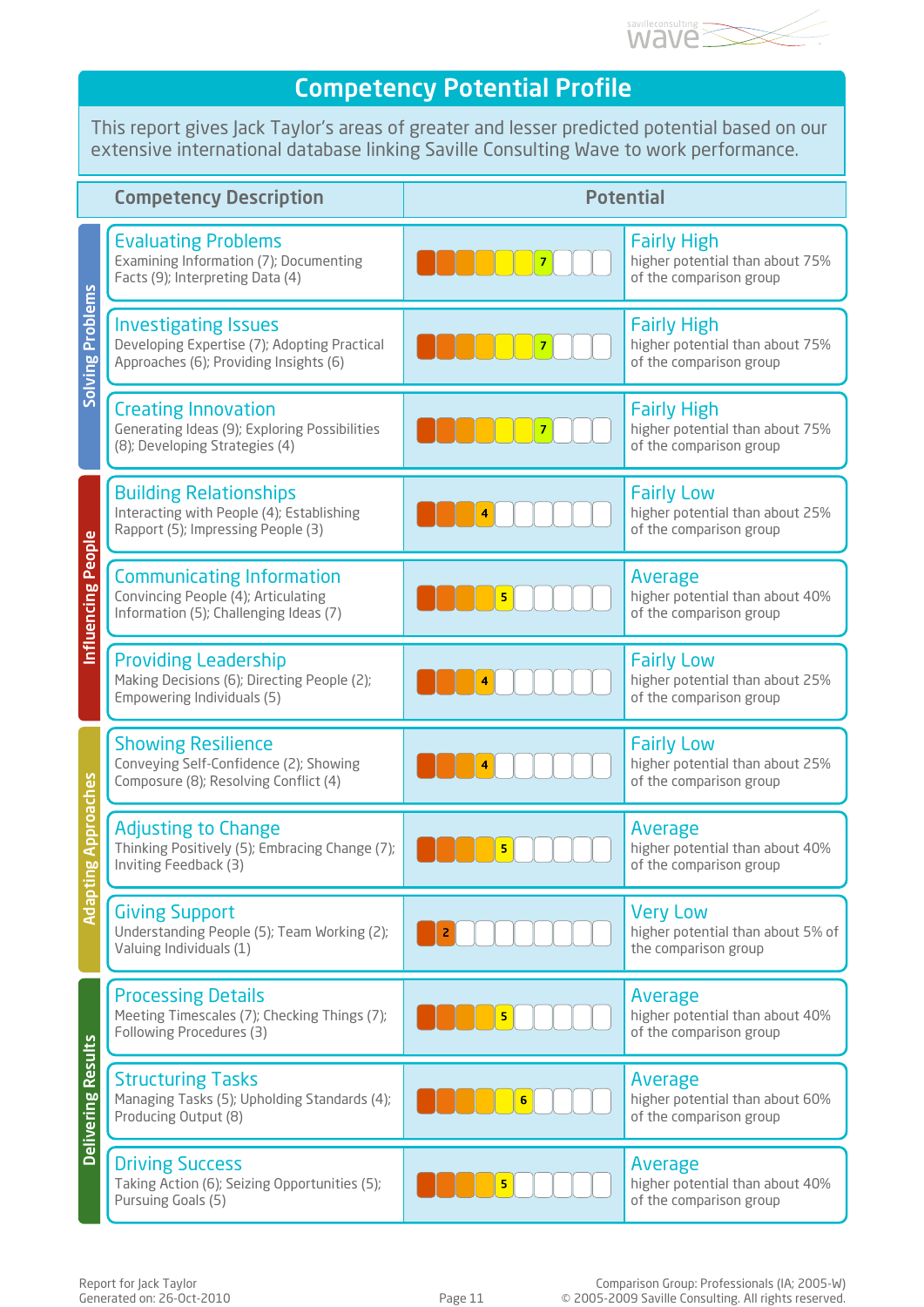# Competency Potential Profile

This report gives Jack Taylor's areas of greater and lesser predicted potential based on our extensive international database linking Saville Consulting Wave to work performance.

| Cluster | Competency Description | Potential (Score) | Potential |
|---|---|---|---|
| Solving Problems | **Evaluating Problems** Examining Information (7); Documenting Facts (9); Interpreting Data (4) | 7 | **Fairly High** higher potential than about 75% of the comparison group |
| | **Investigating Issues** Developing Expertise (7); Adopting Practical Approaches (6); Providing Insights (6) | 7 | **Fairly High** higher potential than about 75% of the comparison group |
| | **Creating Innovation** Generating Ideas (9); Exploring Possibilities (8); Developing Strategies (4) | 7 | **Fairly High** higher potential than about 75% of the comparison group |
| Influencing People | **Building Relationships** Interacting with People (4); Establishing Rapport (5); Impressing People (3) | 4 | **Fairly Low** higher potential than about 25% of the comparison group |
| | **Communicating Information** Convincing People (4); Articulating Information (5); Challenging Ideas (7) | 5 | **Average** higher potential than about 40% of the comparison group |
| | **Providing Leadership** Making Decisions (6); Directing People (2); Empowering Individuals (5) | 4 | **Fairly Low** higher potential than about 25% of the comparison group |
| Adapting Approaches | **Showing Resilience** Conveying Self-Confidence (2); Showing Composure (8); Resolving Conflict (4) | 4 | **Fairly Low** higher potential than about 25% of the comparison group |
| | **Adjusting to Change** Thinking Positively (5); Embracing Change (7); Inviting Feedback (3) | 5 | **Average** higher potential than about 40% of the comparison group |
| | **Giving Support** Understanding People (5); Team Working (2); Valuing Individuals (1) | 2 | **Very Low** higher potential than about 5% of the comparison group |
| Delivering Results | **Processing Details** Meeting Timescales (7); Checking Things (7); Following Procedures (3) | 5 | **Average** higher potential than about 40% of the comparison group |
| | **Structuring Tasks** Managing Tasks (5); Upholding Standards (4); Producing Output (8) | 6 | **Average** higher potential than about 60% of the comparison group |
| | **Driving Success** Taking Action (6); Seizing Opportunities (5); Pursuing Goals (5) | 5 | **Average** higher potential than about 40% of the comparison group |

Report for Jack Taylor
Generated on: 26-Oct-2010

Comparison Group: Professionals (IA; 2005-W)
© 2005-2009 Saville Consulting. All rights reserved.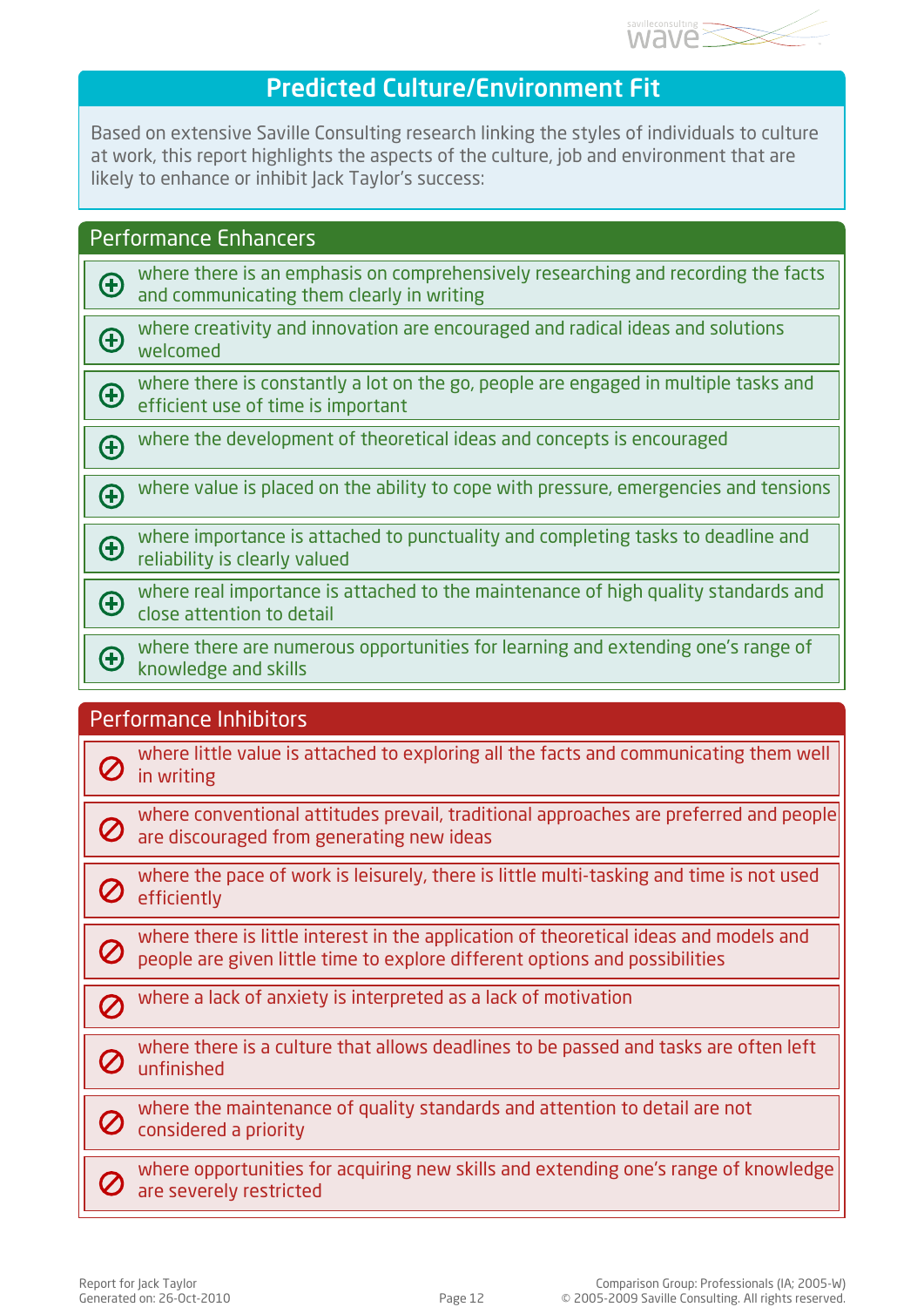# Predicted Culture/Environment Fit

Based on extensive Saville Consulting research linking the styles of individuals to culture at work, this report highlights the aspects of the culture, job and environment that are likely to enhance or inhibit Jack Taylor's success:

## Performance Enhancers

- where there is an emphasis on comprehensively researching and recording the facts and communicating them clearly in writing
- where creativity and innovation are encouraged and radical ideas and solutions welcomed
- where there is constantly a lot on the go, people are engaged in multiple tasks and efficient use of time is important
- where the development of theoretical ideas and concepts is encouraged
- where value is placed on the ability to cope with pressure, emergencies and tensions
- where importance is attached to punctuality and completing tasks to deadline and reliability is clearly valued
- where real importance is attached to the maintenance of high quality standards and close attention to detail
- where there are numerous opportunities for learning and extending one's range of knowledge and skills

## Performance Inhibitors

- where little value is attached to exploring all the facts and communicating them well in writing
- where conventional attitudes prevail, traditional approaches are preferred and people are discouraged from generating new ideas
- where the pace of work is leisurely, there is little multi-tasking and time is not used efficiently
- where there is little interest in the application of theoretical ideas and models and people are given little time to explore different options and possibilities
- where a lack of anxiety is interpreted as a lack of motivation
- where there is a culture that allows deadlines to be passed and tasks are often left unfinished
- where the maintenance of quality standards and attention to detail are not considered a priority
- where opportunities for acquiring new skills and extending one's range of knowledge are severely restricted